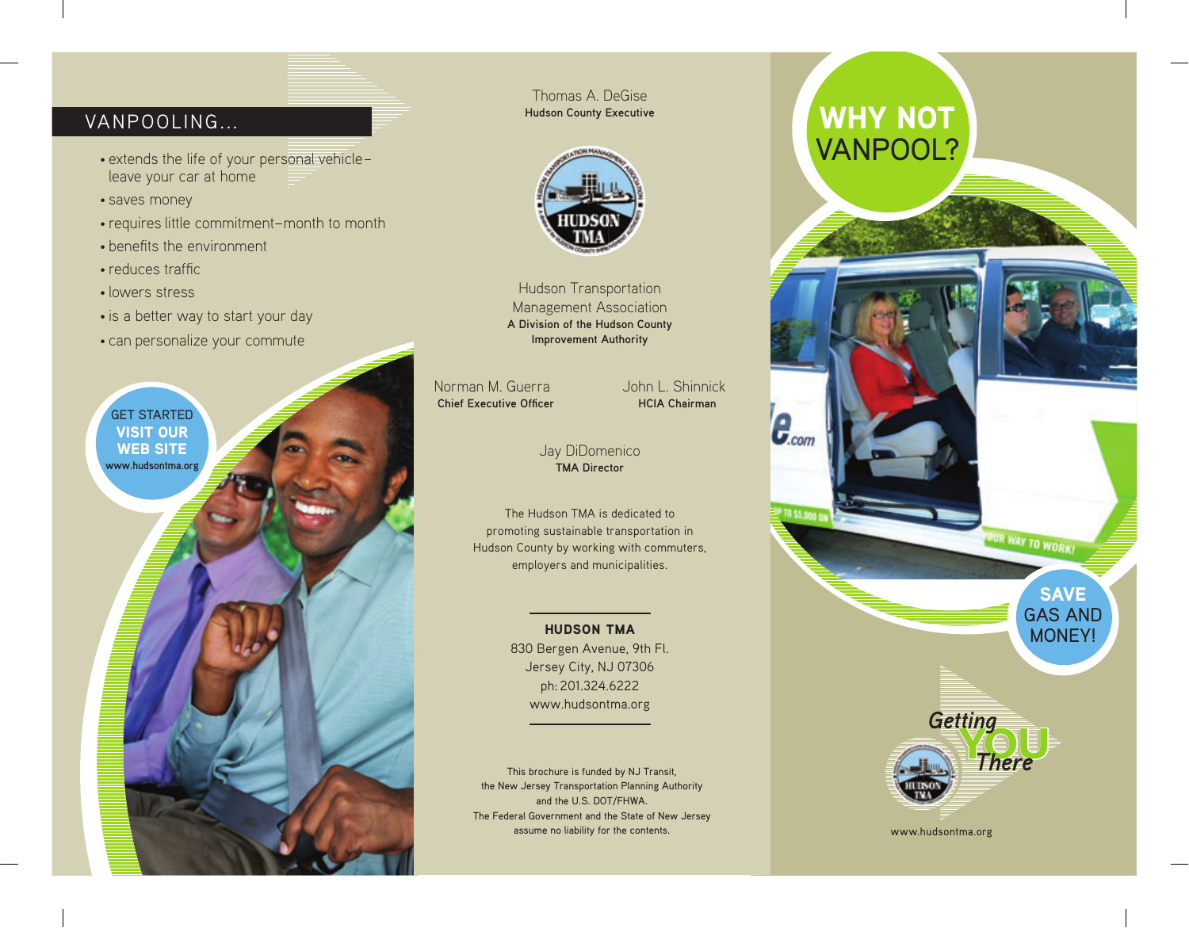## VANPOOLING...

- extends the life of your personal vehicle– leave your car at home
- saves money
- requires little commitment–month to month
- benefits the environment
- reduces traffic
- lowers stress
- is a better way to start your day
- can personalize your commute

GET STARTED
**VISIT OUR WEB SITE**
www.hudsontma.org

Thomas A. DeGise
**Hudson County Executive**

Hudson Transportation Management Association
**A Division of the Hudson County Improvement Authority**

Norman M. Guerra
**Chief Executive Officer**

John L. Shinnick
**HCIA Chairman**

Jay DiDomenico
**TMA Director**

The Hudson TMA is dedicated to promoting sustainable transportation in Hudson County by working with commuters, employers and municipalities.

**HUDSON TMA**
830 Bergen Avenue, 9th Fl.
Jersey City, NJ 07306
ph: 201.324.6222
www.hudsontma.org

This brochure is funded by NJ Transit, the New Jersey Transportation Planning Authority and the U.S. DOT/FHWA. The Federal Government and the State of New Jersey assume no liability for the contents.

# WHY NOT VANPOOL?

**SAVE** GAS AND MONEY!

*Getting YOU There*

www.hudsontma.org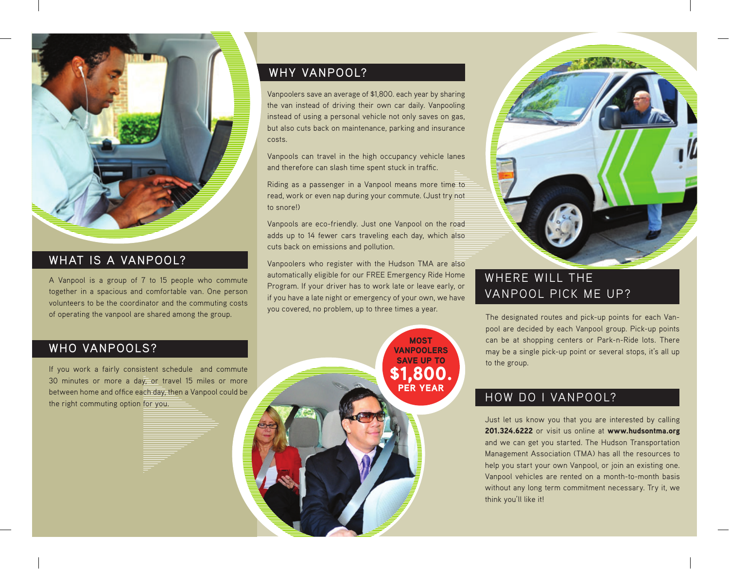## WHAT IS A VANPOOL?

A Vanpool is a group of 7 to 15 people who commute together in a spacious and comfortable van. One person volunteers to be the coordinator and the commuting costs of operating the vanpool are shared among the group.

## WHO VANPOOLS?

If you work a fairly consistent schedule and commute 30 minutes or more a day, or travel 15 miles or more between home and office each day, then a Vanpool could be the right commuting option for you.

## WHY VANPOOL?

Vanpoolers save an average of $1,800. each year by sharing the van instead of driving their own car daily. Vanpooling instead of using a personal vehicle not only saves on gas, but also cuts back on maintenance, parking and insurance costs.

Vanpools can travel in the high occupancy vehicle lanes and therefore can slash time spent stuck in traffic.

Riding as a passenger in a Vanpool means more time to read, work or even nap during your commute. (Just try not to snore!)

Vanpools are eco-friendly. Just one Vanpool on the road adds up to 14 fewer cars traveling each day, which also cuts back on emissions and pollution.

Vanpoolers who register with the Hudson TMA are also automatically eligible for our FREE Emergency Ride Home Program. If your driver has to work late or leave early, or if you have a late night or emergency of your own, we have you covered, no problem, up to three times a year.

**MOST VANPOOLERS SAVE UP TO $1,800. PER YEAR**

## WHERE WILL THE VANPOOL PICK ME UP?

The designated routes and pick-up points for each Vanpool are decided by each Vanpool group. Pick-up points can be at shopping centers or Park-n-Ride lots. There may be a single pick-up point or several stops, it's all up to the group.

## HOW DO I VANPOOL?

Just let us know you that you are interested by calling **201.324.6222** or visit us online at **www.hudsontma.org** and we can get you started. The Hudson Transportation Management Association (TMA) has all the resources to help you start your own Vanpool, or join an existing one. Vanpool vehicles are rented on a month-to-month basis without any long term commitment necessary. Try it, we think you'll like it!